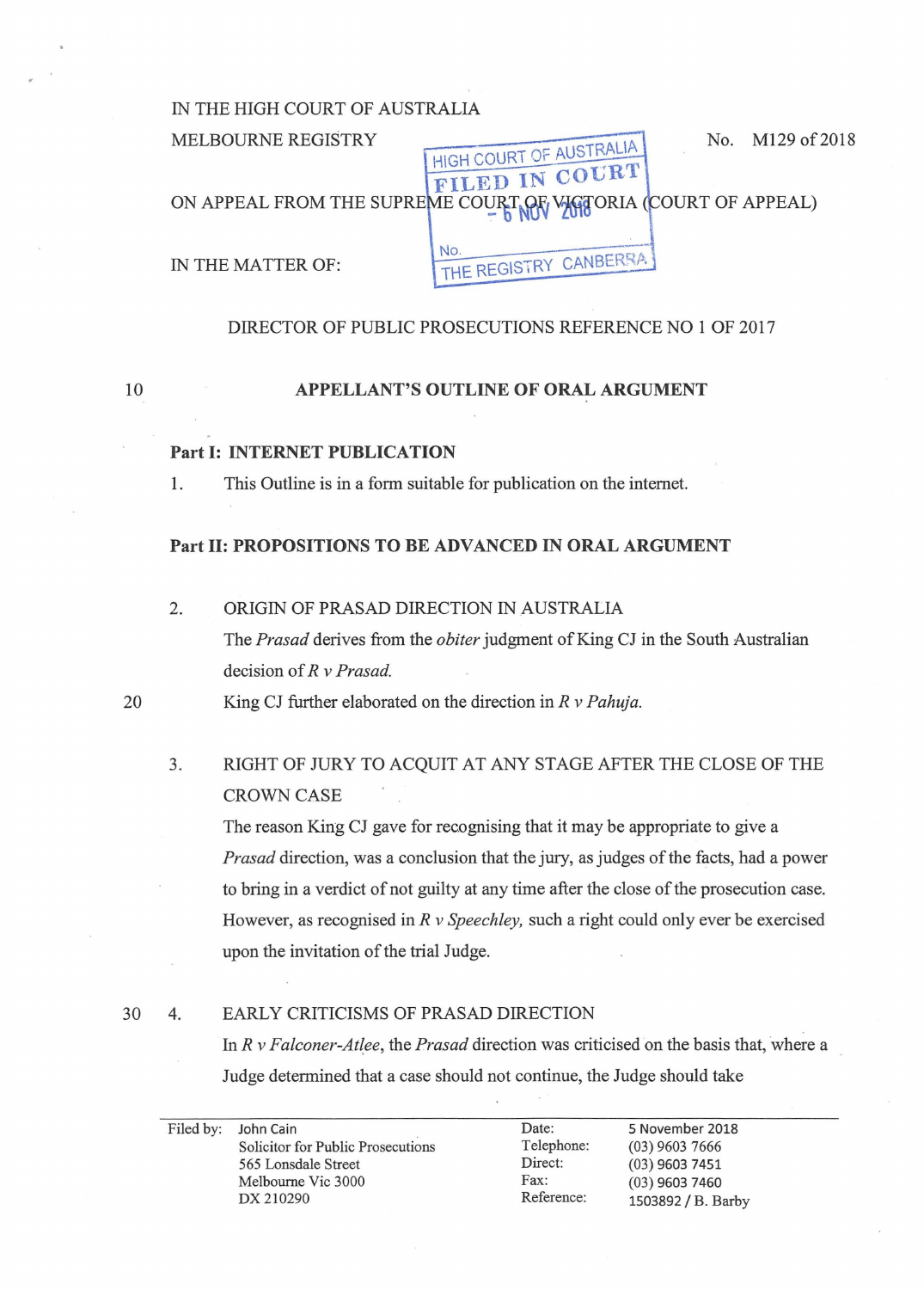IN THE HIGH COURT OF AUSTRALIA

MELBOURNE REGISTRY

No. M129 of 2018

HIGH COURT OF AUSTRALIA
FILED IN COURT
6 NOV 2018
No.
THE REGISTRY CANBERRA

ON APPEAL FROM THE SUPREME COURT OF VICTORIA (COURT OF APPEAL)

IN THE MATTER OF:

DIRECTOR OF PUBLIC PROSECUTIONS REFERENCE NO 1 OF 2017

## APPELLANT'S OUTLINE OF ORAL ARGUMENT

### Part I: INTERNET PUBLICATION

1. This Outline is in a form suitable for publication on the internet.

### Part II: PROPOSITIONS TO BE ADVANCED IN ORAL ARGUMENT

2. ORIGIN OF PRASAD DIRECTION IN AUSTRALIA

   The *Prasad* derives from the *obiter* judgment of King CJ in the South Australian decision of *R v Prasad.*

   King CJ further elaborated on the direction in *R v Pahuja.*

3. RIGHT OF JURY TO ACQUIT AT ANY STAGE AFTER THE CLOSE OF THE CROWN CASE

   The reason King CJ gave for recognising that it may be appropriate to give a *Prasad* direction, was a conclusion that the jury, as judges of the facts, had a power to bring in a verdict of not guilty at any time after the close of the prosecution case. However, as recognised in *R v Speechley,* such a right could only ever be exercised upon the invitation of the trial Judge.

4. EARLY CRITICISMS OF PRASAD DIRECTION

   In *R v Falconer-Atlee*, the *Prasad* direction was criticised on the basis that, where a Judge determined that a case should not continue, the Judge should take

| Filed by: | John Cain | Date: | 5 November 2018 |
|---|---|---|---|
| | Solicitor for Public Prosecutions | Telephone: | (03) 9603 7666 |
| | 565 Lonsdale Street | Direct: | (03) 9603 7451 |
| | Melbourne Vic 3000 | Fax: | (03) 9603 7460 |
| | DX 210290 | Reference: | 1503892 / B. Barby |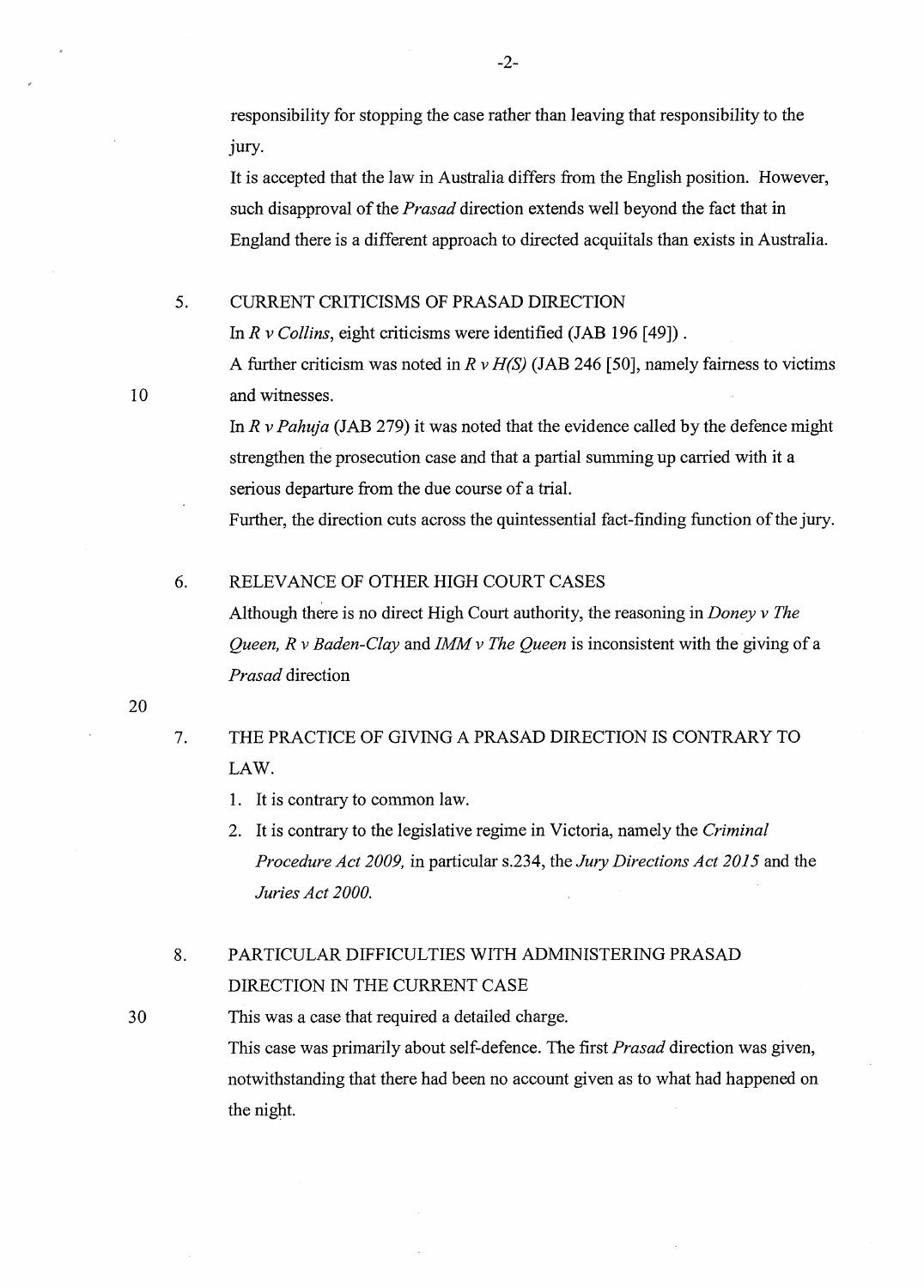responsibility for stopping the case rather than leaving that responsibility to the jury.

It is accepted that the law in Australia differs from the English position. However, such disapproval of the *Prasad* direction extends well beyond the fact that in England there is a different approach to directed acquittals than exists in Australia.

5. CURRENT CRITICISMS OF PRASAD DIRECTION

In *R v Collins*, eight criticisms were identified (JAB 196 [49]).

A further criticism was noted in *R v H(S)* (JAB 246 [50], namely fairness to victims and witnesses.

In *R v Pahuja* (JAB 279) it was noted that the evidence called by the defence might strengthen the prosecution case and that a partial summing up carried with it a serious departure from the due course of a trial.

Further, the direction cuts across the quintessential fact-finding function of the jury.

6. RELEVANCE OF OTHER HIGH COURT CASES

Although there is no direct High Court authority, the reasoning in *Doney v The Queen, R v Baden-Clay* and *IMM v The Queen* is inconsistent with the giving of a *Prasad* direction

7. THE PRACTICE OF GIVING A PRASAD DIRECTION IS CONTRARY TO LAW.

1. It is contrary to common law.
2. It is contrary to the legislative regime in Victoria, namely the *Criminal Procedure Act 2009,* in particular s.234, the *Jury Directions Act 2015* and the *Juries Act 2000.*

8. PARTICULAR DIFFICULTIES WITH ADMINISTERING PRASAD DIRECTION IN THE CURRENT CASE

This was a case that required a detailed charge.

This case was primarily about self-defence. The first *Prasad* direction was given, notwithstanding that there had been no account given as to what had happened on the night.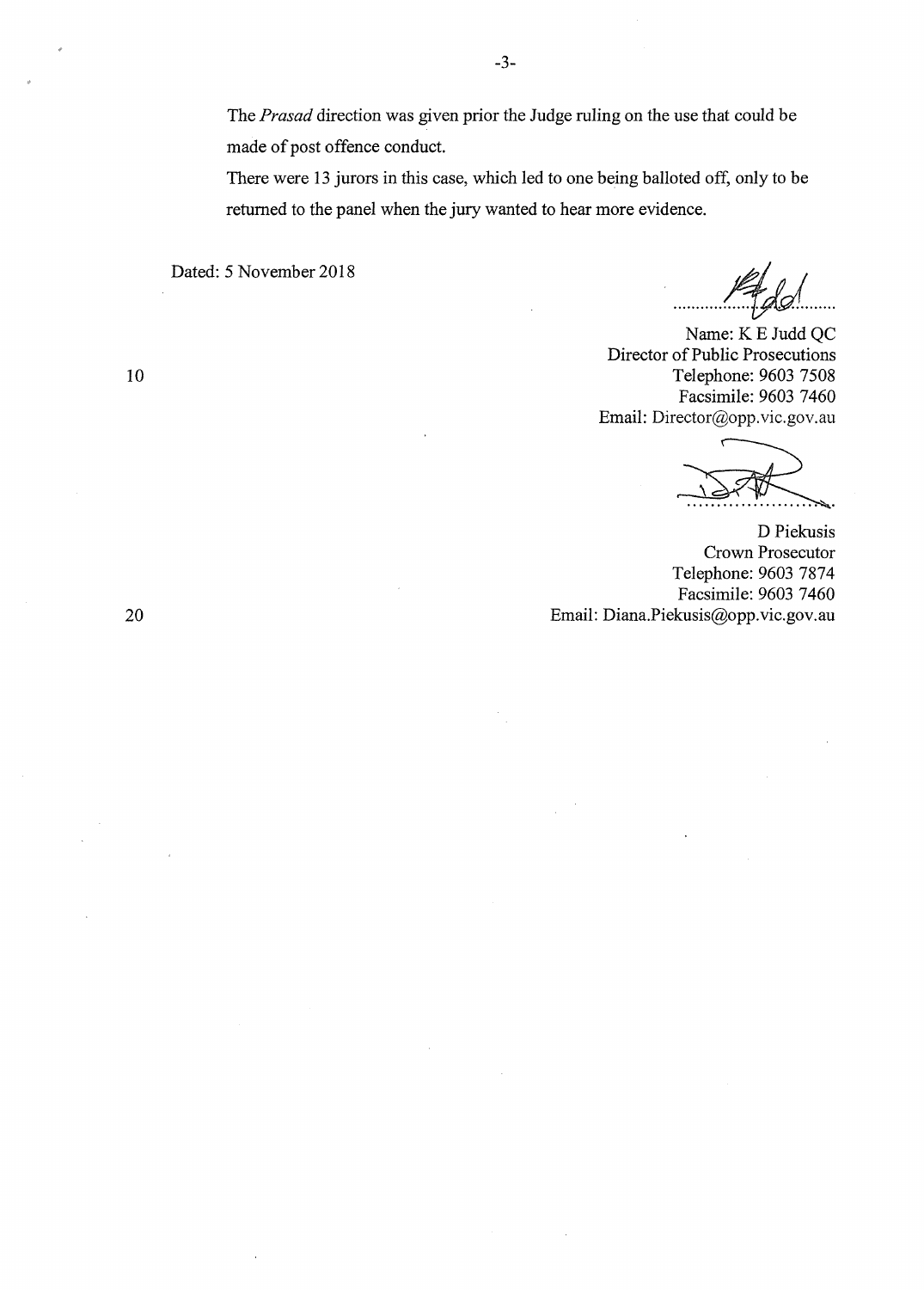The *Prasad* direction was given prior the Judge ruling on the use that could be made of post offence conduct.

There were 13 jurors in this case, which led to one being balloted off, only to be returned to the panel when the jury wanted to hear more evidence.

Dated: 5 November 2018

Name: K E Judd QC
Director of Public Prosecutions
Telephone: 9603 7508
Facsimile: 9603 7460
Email: Director@opp.vic.gov.au

D Piekusis
Crown Prosecutor
Telephone: 9603 7874
Facsimile: 9603 7460
Email: Diana.Piekusis@opp.vic.gov.au